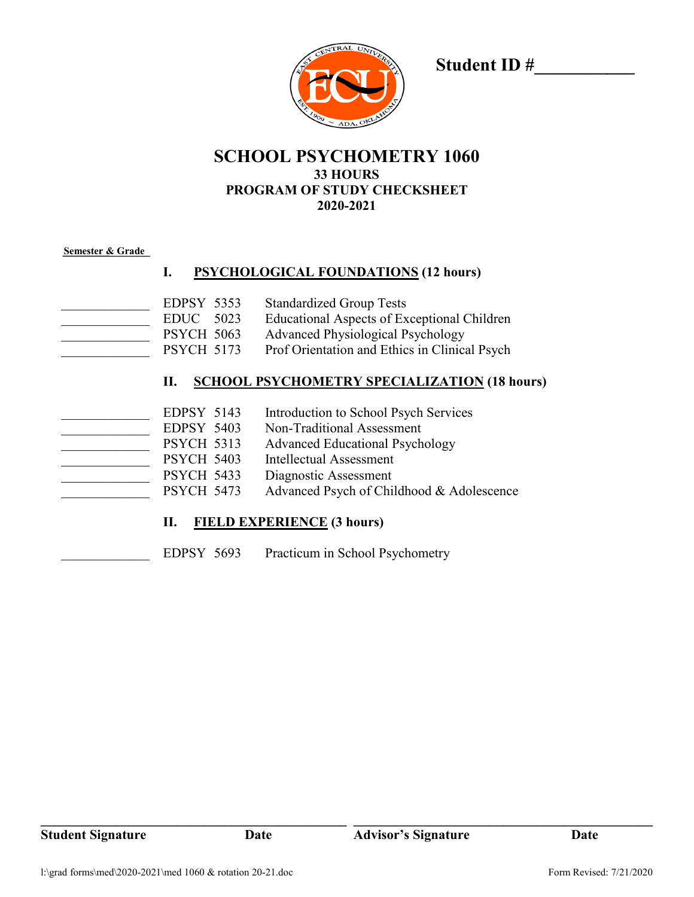**Student ID #\_\_\_\_\_\_\_\_\_\_\_**

# SCHOOL PSYCHOMETRY 1060

**33 HOURS**
**PROGRAM OF STUDY CHECKSHEET**
**2020-2021**

**Semester & Grade**

## I. PSYCHOLOGICAL FOUNDATIONS (12 hours)

| Semester & Grade | Course | Title |
|---|---|---|
| \_\_\_\_\_\_\_\_\_\_ | EDPSY 5353 | Standardized Group Tests |
| \_\_\_\_\_\_\_\_\_\_ | EDUC 5023 | Educational Aspects of Exceptional Children |
| \_\_\_\_\_\_\_\_\_\_ | PSYCH 5063 | Advanced Physiological Psychology |
| \_\_\_\_\_\_\_\_\_\_ | PSYCH 5173 | Prof Orientation and Ethics in Clinical Psych |

## II. SCHOOL PSYCHOMETRY SPECIALIZATION (18 hours)

| Semester & Grade | Course | Title |
|---|---|---|
| \_\_\_\_\_\_\_\_\_\_ | EDPSY 5143 | Introduction to School Psych Services |
| \_\_\_\_\_\_\_\_\_\_ | EDPSY 5403 | Non-Traditional Assessment |
| \_\_\_\_\_\_\_\_\_\_ | PSYCH 5313 | Advanced Educational Psychology |
| \_\_\_\_\_\_\_\_\_\_ | PSYCH 5403 | Intellectual Assessment |
| \_\_\_\_\_\_\_\_\_\_ | PSYCH 5433 | Diagnostic Assessment |
| \_\_\_\_\_\_\_\_\_\_ | PSYCH 5473 | Advanced Psych of Childhood & Adolescence |

## II. FIELD EXPERIENCE (3 hours)

| Semester & Grade | Course | Title |
|---|---|---|
| \_\_\_\_\_\_\_\_\_\_ | EDPSY 5693 | Practicum in School Psychometry |

\_\_\_\_\_\_\_\_\_\_\_\_\_\_\_\_\_\_\_\_\_\_\_\_\_\_\_\_\_\_ \_\_\_\_\_\_\_\_\_\_\_\_\_\_\_\_\_\_\_\_\_\_\_\_\_\_\_\_\_\_

**Student Signature** **Date** **Advisor's Signature** **Date**

l:\grad forms\med\2020-2021\med 1060 & rotation 20-21.doc Form Revised: 7/21/2020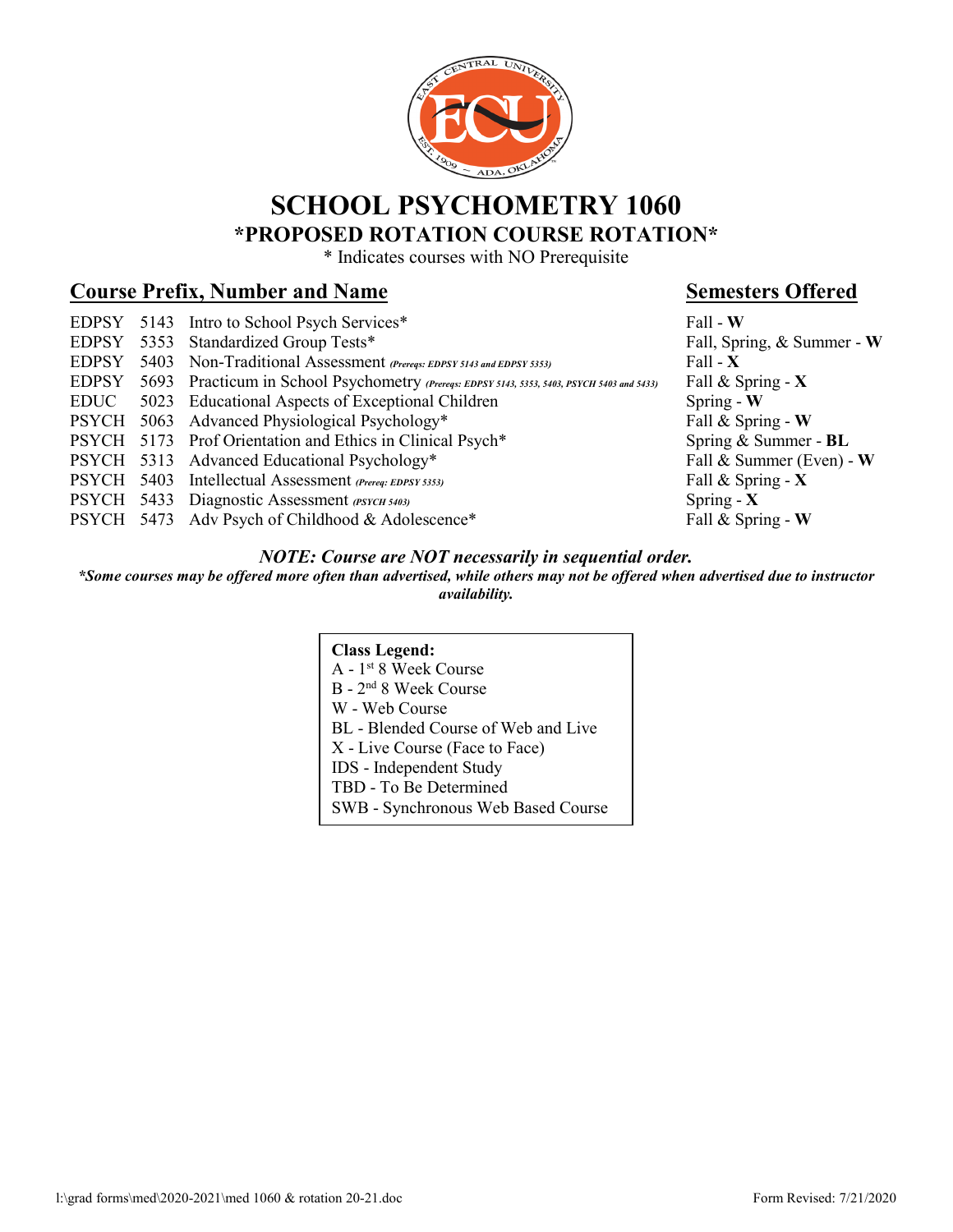# SCHOOL PSYCHOMETRY 1060

## *PROPOSED ROTATION COURSE ROTATION*

* Indicates courses with NO Prerequisite

| Course Prefix, Number and Name | | | Semesters Offered |
|---|---|---|---|
| EDPSY | 5143 | Intro to School Psych Services* | Fall - **W** |
| EDPSY | 5353 | Standardized Group Tests* | Fall, Spring, & Summer - **W** |
| EDPSY | 5403 | Non-Traditional Assessment ***(Prereqs: EDPSY 5143 and EDPSY 5353)*** | Fall - **X** |
| EDPSY | 5693 | Practicum in School Psychometry ***(Prereqs: EDPSY 5143, 5353, 5403, PSYCH 5403 and 5433)*** | Fall & Spring - **X** |
| EDUC | 5023 | Educational Aspects of Exceptional Children | Spring - **W** |
| PSYCH | 5063 | Advanced Physiological Psychology* | Fall & Spring - **W** |
| PSYCH | 5173 | Prof Orientation and Ethics in Clinical Psych* | Spring & Summer - **BL** |
| PSYCH | 5313 | Advanced Educational Psychology* | Fall & Summer (Even) - **W** |
| PSYCH | 5403 | Intellectual Assessment ***(Prereq: EDPSY 5353)*** | Fall & Spring - **X** |
| PSYCH | 5433 | Diagnostic Assessment ***(PSYCH 5403)*** | Spring - **X** |
| PSYCH | 5473 | Adv Psych of Childhood & Adolescence* | Fall & Spring - **W** |

***NOTE: Course are NOT necessarily in sequential order.***

***Some courses may be offered more often than advertised, while others may not be offered when advertised due to instructor availability.***

**Class Legend:**
A - 1st 8 Week Course
B - 2nd 8 Week Course
W - Web Course
BL - Blended Course of Web and Live
X - Live Course (Face to Face)
IDS - Independent Study
TBD - To Be Determined
SWB - Synchronous Web Based Course

l:\grad forms\med\2020-2021\med 1060 & rotation 20-21.doc

Form Revised: 7/21/2020